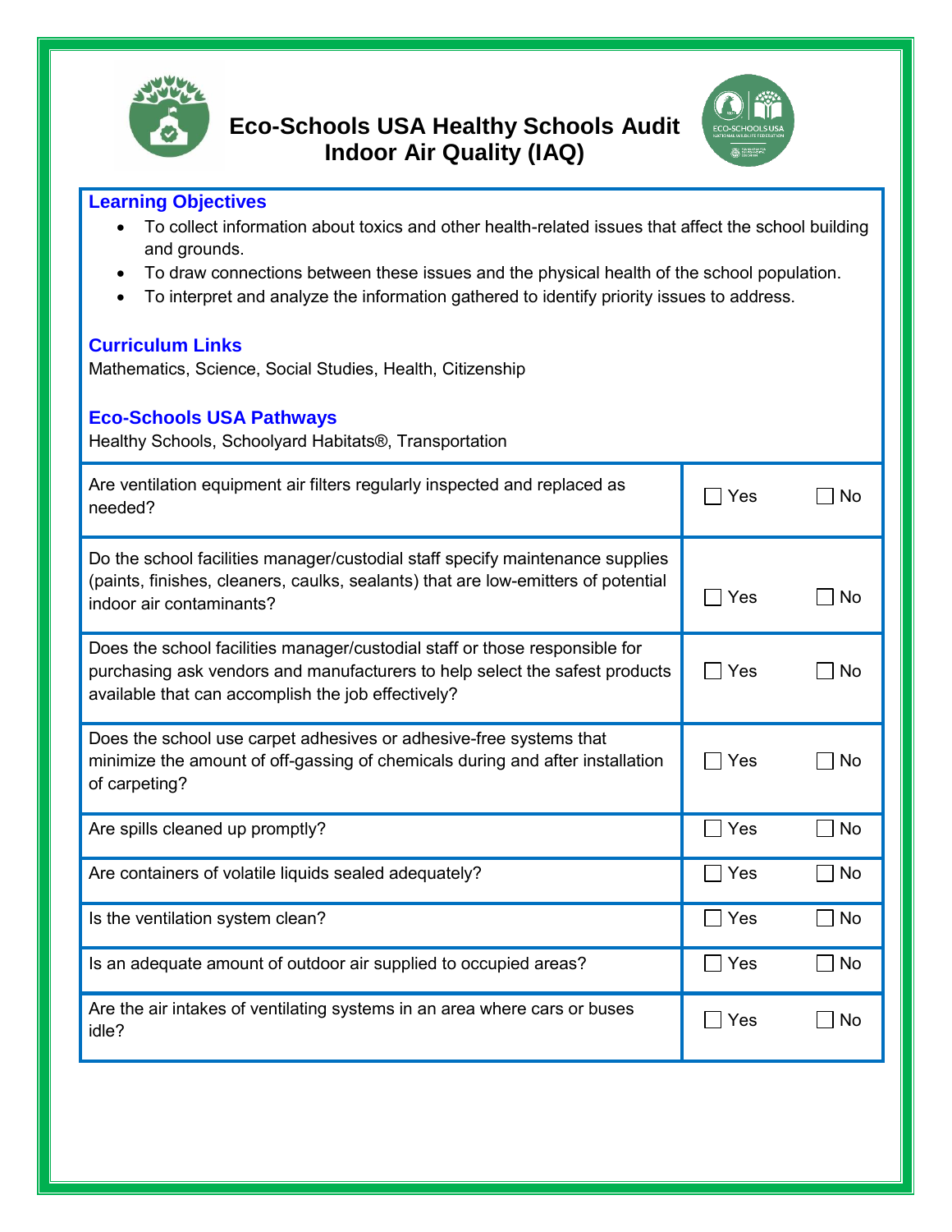# Eco-Schools USA Healthy Schools Audit
# Indoor Air Quality (IAQ)

### Learning Objectives

- To collect information about toxics and other health-related issues that affect the school building and grounds.
- To draw connections between these issues and the physical health of the school population.
- To interpret and analyze the information gathered to identify priority issues to address.

### Curriculum Links

Mathematics, Science, Social Studies, Health, Citizenship

### Eco-Schools USA Pathways

Healthy Schools, Schoolyard Habitats®, Transportation

| Question | Yes | No |
|---|---|---|
| Are ventilation equipment air filters regularly inspected and replaced as needed? | ☐ Yes | ☐ No |
| Do the school facilities manager/custodial staff specify maintenance supplies (paints, finishes, cleaners, caulks, sealants) that are low-emitters of potential indoor air contaminants? | ☐ Yes | ☐ No |
| Does the school facilities manager/custodial staff or those responsible for purchasing ask vendors and manufacturers to help select the safest products available that can accomplish the job effectively? | ☐ Yes | ☐ No |
| Does the school use carpet adhesives or adhesive-free systems that minimize the amount of off-gassing of chemicals during and after installation of carpeting? | ☐ Yes | ☐ No |
| Are spills cleaned up promptly? | ☐ Yes | ☐ No |
| Are containers of volatile liquids sealed adequately? | ☐ Yes | ☐ No |
| Is the ventilation system clean? | ☐ Yes | ☐ No |
| Is an adequate amount of outdoor air supplied to occupied areas? | ☐ Yes | ☐ No |
| Are the air intakes of ventilating systems in an area where cars or buses idle? | ☐ Yes | ☐ No |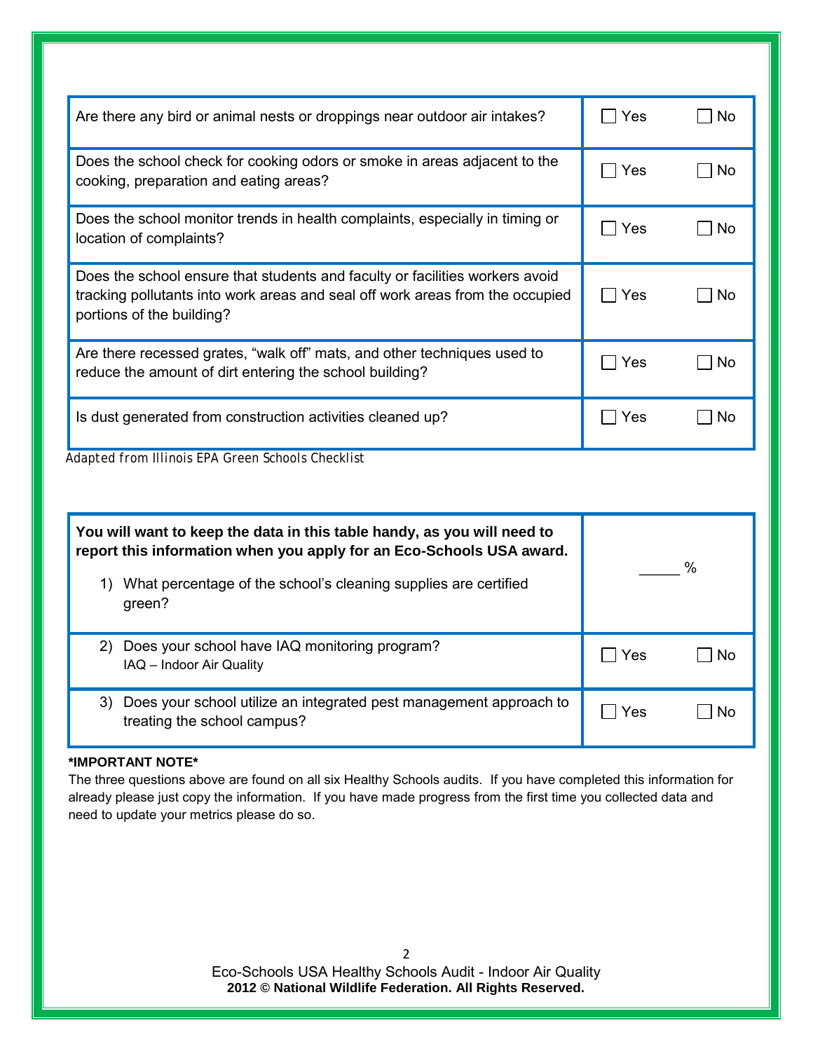| | | |
|---|---|---|
| Are there any bird or animal nests or droppings near outdoor air intakes? | ☐ Yes | ☐ No |
| Does the school check for cooking odors or smoke in areas adjacent to the cooking, preparation and eating areas? | ☐ Yes | ☐ No |
| Does the school monitor trends in health complaints, especially in timing or location of complaints? | ☐ Yes | ☐ No |
| Does the school ensure that students and faculty or facilities workers avoid tracking pollutants into work areas and seal off work areas from the occupied portions of the building? | ☐ Yes | ☐ No |
| Are there recessed grates, "walk off" mats, and other techniques used to reduce the amount of dirt entering the school building? | ☐ Yes | ☐ No |
| Is dust generated from construction activities cleaned up? | ☐ Yes | ☐ No |

*Adapted from Illinois EPA Green Schools Checklist*

| | | |
|---|---|---|
| **You will want to keep the data in this table handy, as you will need to report this information when you apply for an Eco-Schools USA award.**<br><br>1) What percentage of the school's cleaning supplies are certified green? | _____ % | |
| 2) Does your school have IAQ monitoring program?<br>IAQ – Indoor Air Quality | ☐ Yes | ☐ No |
| 3) Does your school utilize an integrated pest management approach to treating the school campus? | ☐ Yes | ☐ No |

**\*IMPORTANT NOTE\***

The three questions above are found on all six Healthy Schools audits. If you have completed this information for already please just copy the information. If you have made progress from the first time you collected data and need to update your metrics please do so.